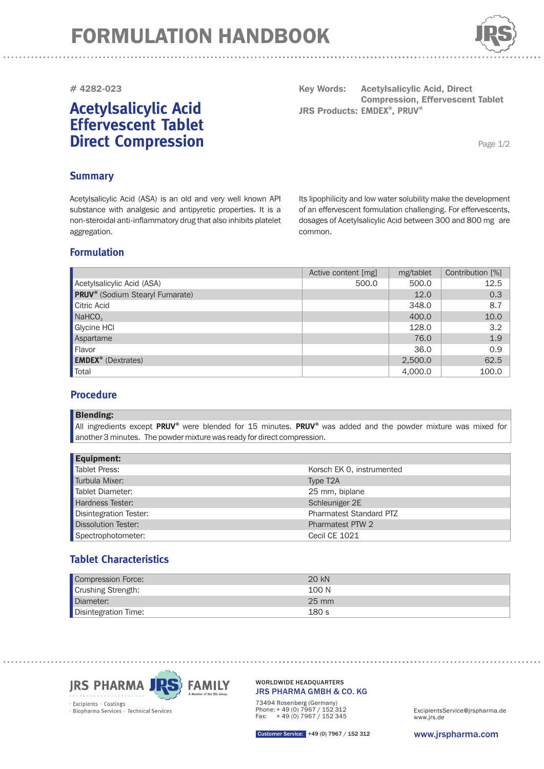# FORMULATION HANDBOOK

# 4282-023

## Acetylsalicylic Acid Effervescent Tablet Direct Compression

**Key Words:** Acetylsalicylic Acid, Direct Compression, Effervescent Tablet
**JRS Products:** EMDEX®, PRUV®

## Summary

Acetylsalicylic Acid (ASA) is an old and very well known API substance with analgesic and antipyretic properties. It is a non-steroidal anti-inflammatory drug that also inhibits platelet aggregation.

Its lipophilicity and low water solubility make the development of an effervescent formulation challenging. For effervescents, dosages of Acetylsalicylic Acid between 300 and 800 mg are common.

## Formulation

| | Active content [mg] | mg/tablet | Contribution [%] |
|---|---|---|---|
| Acetylsalicylic Acid (ASA) | 500.0 | 500.0 | 12.5 |
| **PRUV®** (Sodium Stearyl Fumarate) | | 12.0 | 0.3 |
| Citric Acid | | 348.0 | 8.7 |
| $NaHCO_3$ | | 400.0 | 10.0 |
| Glycine HCl | | 128.0 | 3.2 |
| Aspartame | | 76.0 | 1.9 |
| Flavor | | 36.0 | 0.9 |
| **EMDEX®** (Dextrates) | | 2,500.0 | 62.5 |
| Total | | 4,000.0 | 100.0 |

## Procedure

**Blending:**

All ingredients except **PRUV®** were blended for 15 minutes. **PRUV®** was added and the powder mixture was mixed for another 3 minutes. The powder mixture was ready for direct compression.

| **Equipment:** | |
|---|---|
| Tablet Press: | Korsch EK 0, instrumented |
| Turbula Mixer: | Type T2A |
| Tablet Diameter: | 25 mm, biplane |
| Hardness Tester: | Schleuniger 2E |
| Disintegration Tester: | Pharmatest Standard PTZ |
| Dissolution Tester: | Pharmatest PTW 2 |
| Spectrophotometer: | Cecil CE 1021 |

## Tablet Characteristics

| | |
|---|---|
| Compression Force: | 20 kN |
| Crushing Strength: | 100 N |
| Diameter: | 25 mm |
| Disintegration Time: | 180 s |

JRS PHARMA FAMILY
Excipients · Coatings · Biopharma Services · Technical Services

WORLDWIDE HEADQUARTERS
JRS PHARMA GMBH & CO. KG
73494 Rosenberg (Germany)
Phone: + 49 (0) 7967 / 152 312
Fax: + 49 (0) 7967 / 152 345

ExcipientsService@jrspharma.de
www.jrs.de

Customer Service: +49 (0) 7967 / 152 312

www.jrspharma.com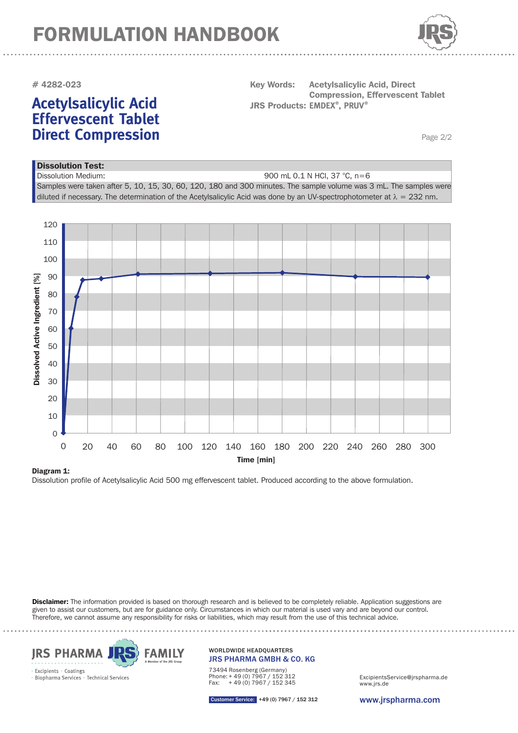// 4282-023

# Acetylsalicylic Acid Effervescent Tablet Direct Compression

**Key Words:** Acetylsalicylic Acid, Direct Compression, Effervescent Tablet

**JRS Products:** EMDEX®, PRUV®

## Dissolution Test:

| | |
|---|---|
| Dissolution Medium: | 900 mL 0.1 N HCl, 37 °C, n=6 |

Samples were taken after 5, 10, 15, 30, 60, 120, 180 and 300 minutes. The sample volume was 3 mL. The samples were diluted if necessary. The determination of the Acetylsalicylic Acid was done by an UV-spectrophotometer at λ = 232 nm.

Dissolved Active Ingredient [%]

120
110
100
90
80
70
60
50
40
30
20
10
0

0 20 40 60 80 100 120 140 160 180 200 220 240 260 280 300

Time [min]

**Diagram 1:**
Dissolution profile of Acetylsalicylic Acid 500 mg effervescent tablet. Produced according to the above formulation.

**Disclaimer:** The information provided is based on thorough research and is believed to be completely reliable. Application suggestions are given to assist our customers, but are for guidance only. Circumstances in which our material is used vary and are beyond our control. Therefore, we cannot assume any responsibility for risks or liabilities, which may result from the use of this technical advice.

JRS PHARMA FAMILY
A Member of the JRS Group
- Excipients - Coatings
- Biopharma Services - Technical Services

WORLDWIDE HEADQUARTERS
JRS PHARMA GMBH & CO. KG
73494 Rosenberg (Germany)
Phone: + 49 (0) 7967 / 152 312
Fax: + 49 (0) 7967 / 152 345

Customer Service: +49 (0) 7967 / 152 312

ExcipientsService@jrspharma.de
www.jrs.de

www.jrspharma.com